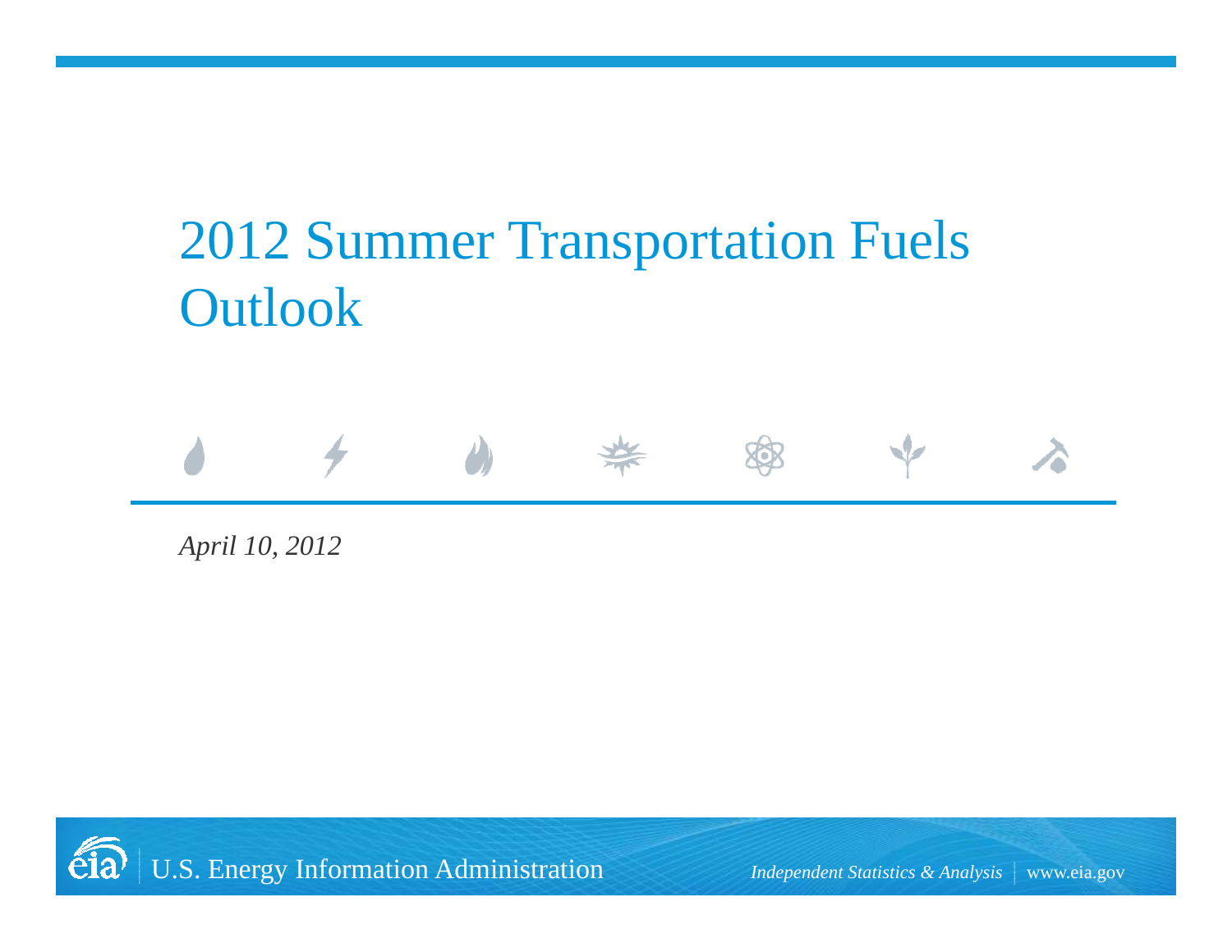# 2012 Summer Transportation Fuels Outlook

*April 10, 2012*

U.S. Energy Information Administration

*Independent Statistics & Analysis* | www.eia.gov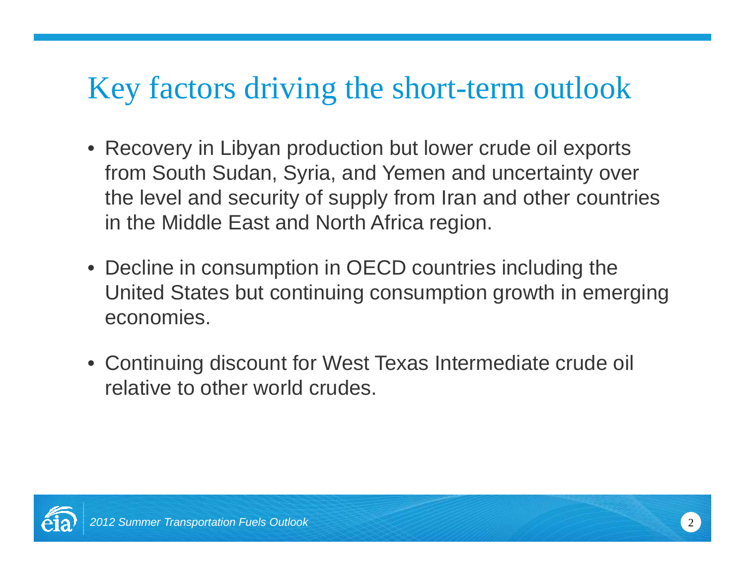# Key factors driving the short-term outlook

- Recovery in Libyan production but lower crude oil exports from South Sudan, Syria, and Yemen and uncertainty over the level and security of supply from Iran and other countries in the Middle East and North Africa region.
- Decline in consumption in OECD countries including the United States but continuing consumption growth in emerging economies.
- Continuing discount for West Texas Intermediate crude oil relative to other world crudes.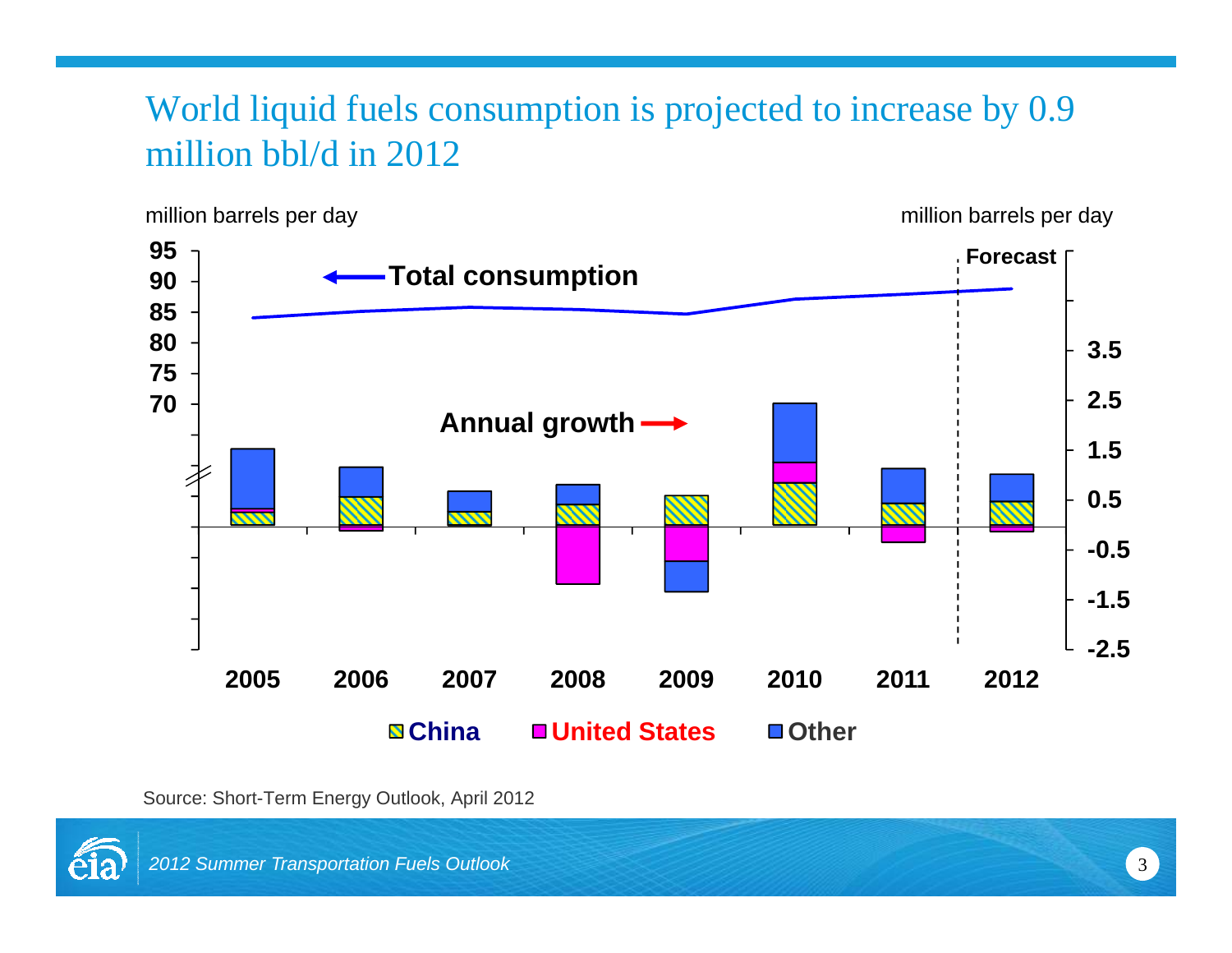# World liquid fuels consumption is projected to increase by 0.9 million bbl/d in 2012

million barrels per day

million barrels per day

Total consumption

Annual growth

Forecast

■ China ■ United States ■ Other

Source: Short-Term Energy Outlook, April 2012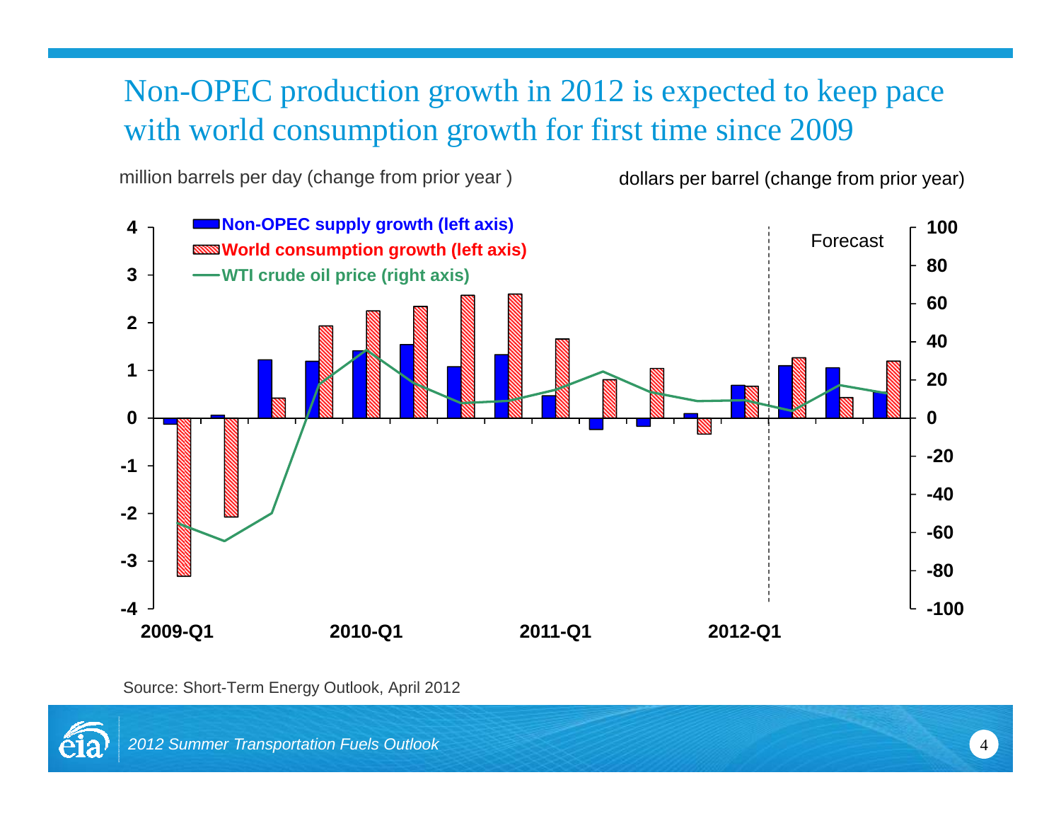# Non-OPEC production growth in 2012 is expected to keep pace with world consumption growth for first time since 2009

million barrels per day (change from prior year )

dollars per barrel (change from prior year)

Non-OPEC supply growth (left axis)

World consumption growth (left axis)

WTI crude oil price (right axis)

Forecast

2009-Q1 2010-Q1 2011-Q1 2012-Q1

Source: Short-Term Energy Outlook, April 2012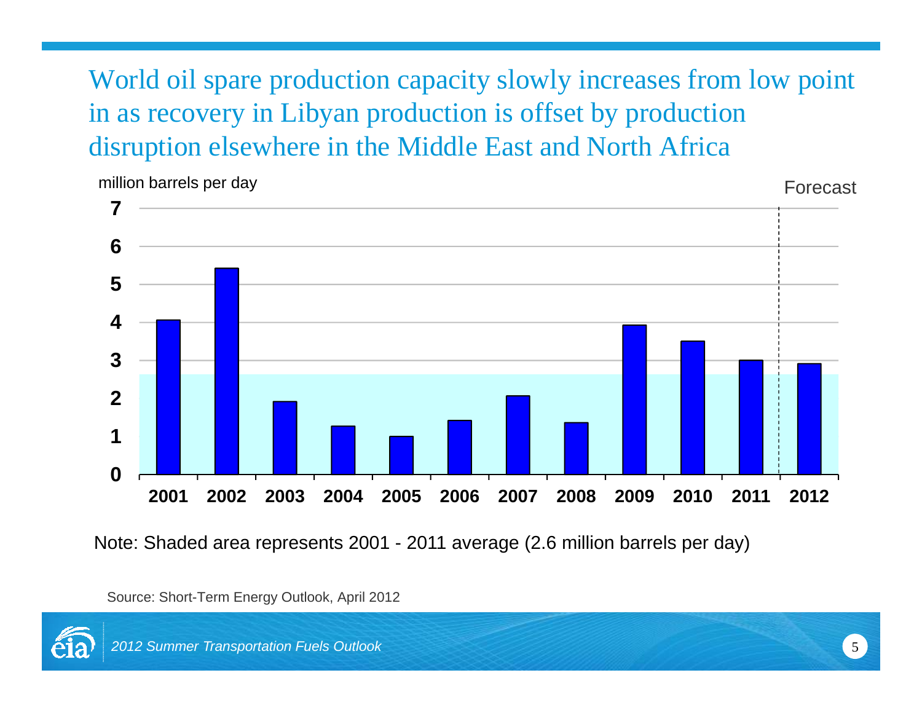# World oil spare production capacity slowly increases from low point in as recovery in Libyan production is offset by production disruption elsewhere in the Middle East and North Africa

million barrels per day

Forecast

7
6
5
4
3
2
1
0

2001 2002 2003 2004 2005 2006 2007 2008 2009 2010 2011 2012

Note: Shaded area represents 2001 - 2011 average (2.6 million barrels per day)

Source: Short-Term Energy Outlook, April 2012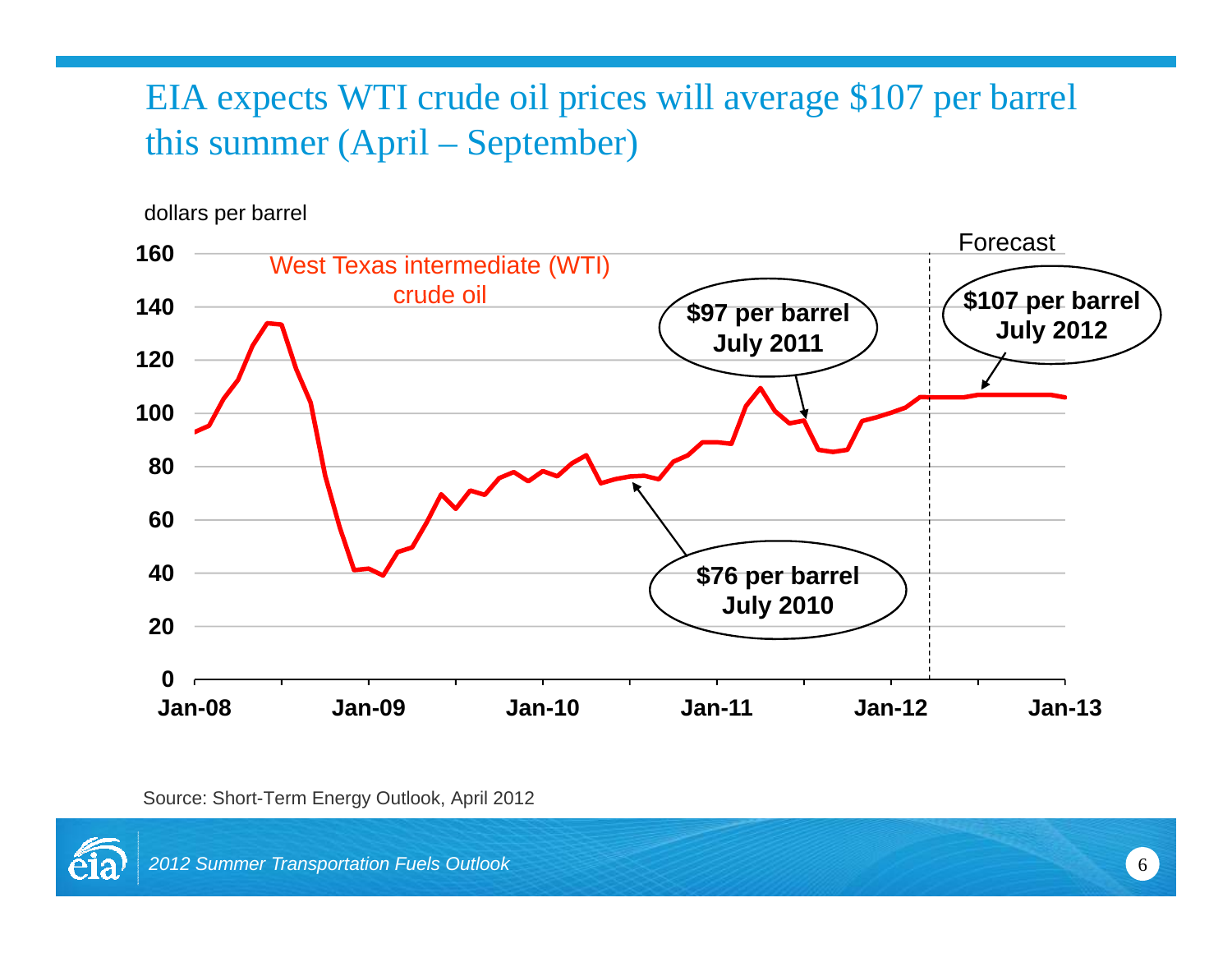# EIA expects WTI crude oil prices will average $107 per barrel this summer (April – September)

dollars per barrel

West Texas intermediate (WTI) crude oil

Forecast

$76 per barrel July 2010

$97 per barrel July 2011

$107 per barrel July 2012

Source: Short-Term Energy Outlook, April 2012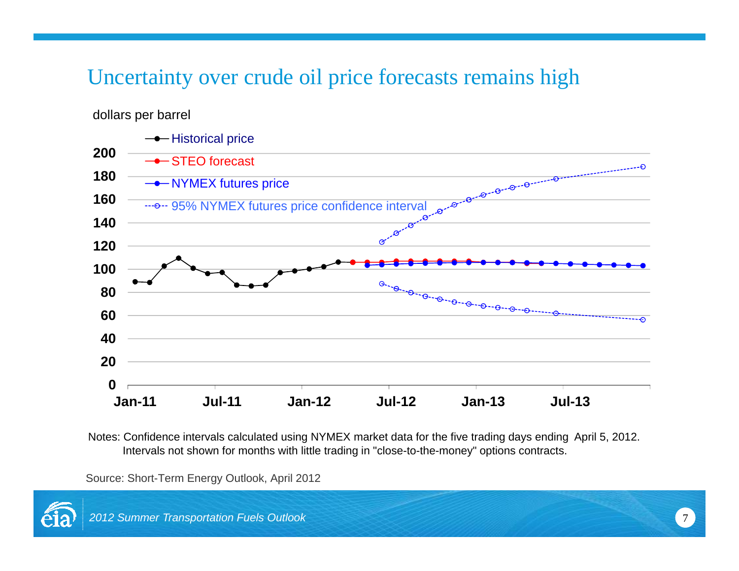# Uncertainty over crude oil price forecasts remains high

dollars per barrel

- Historical price
- STEO forecast
- NYMEX futures price
- 95% NYMEX futures price confidence interval

Notes: Confidence intervals calculated using NYMEX market data for the five trading days ending April 5, 2012. Intervals not shown for months with little trading in "close-to-the-money" options contracts.

Source: Short-Term Energy Outlook, April 2012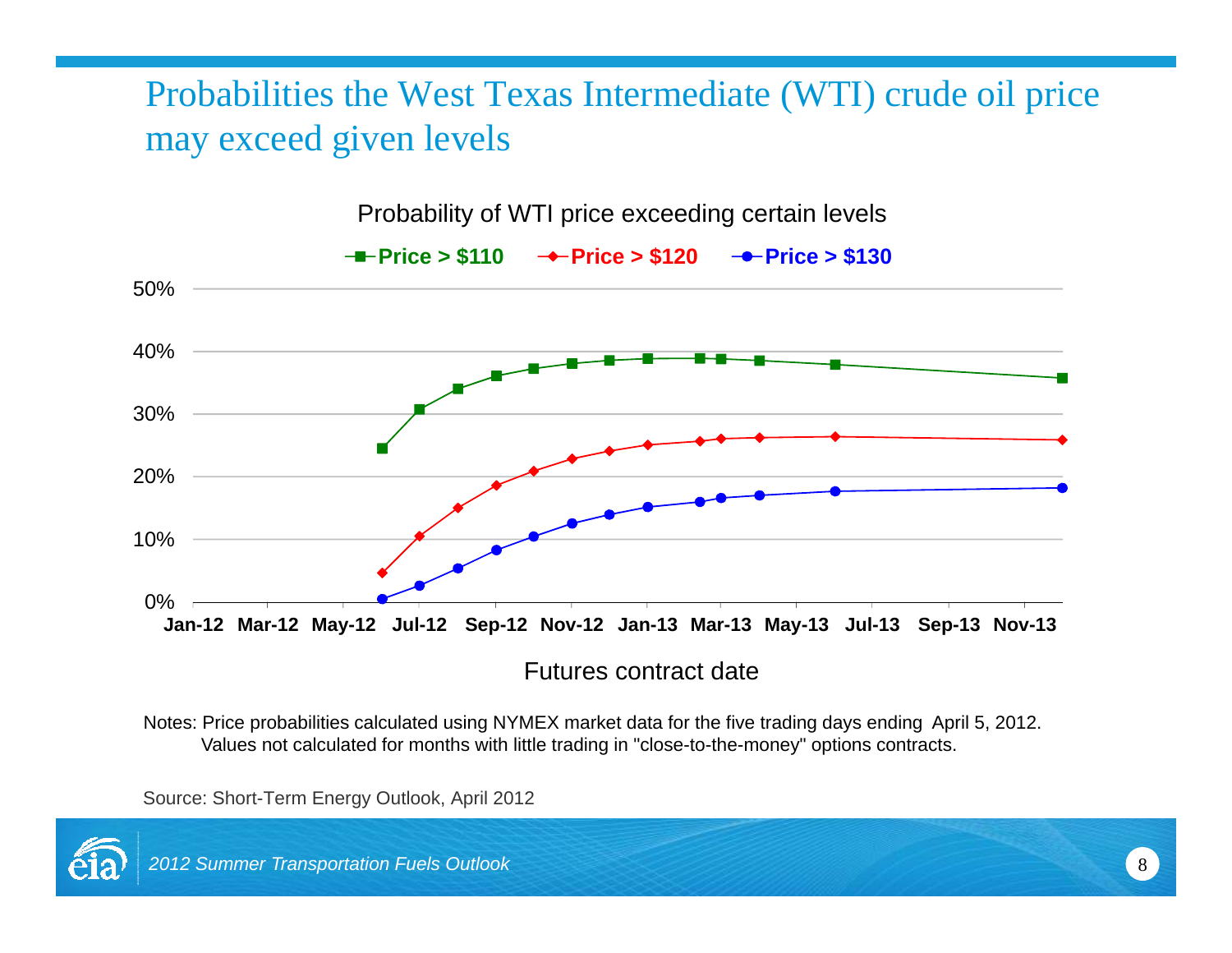# Probabilities the West Texas Intermediate (WTI) crude oil price may exceed given levels

Probability of WTI price exceeding certain levels

Price > $110 | Price > $120 | Price > $130

Futures contract date

Notes: Price probabilities calculated using NYMEX market data for the five trading days ending April 5, 2012. Values not calculated for months with little trading in "close-to-the-money" options contracts.

Source: Short-Term Energy Outlook, April 2012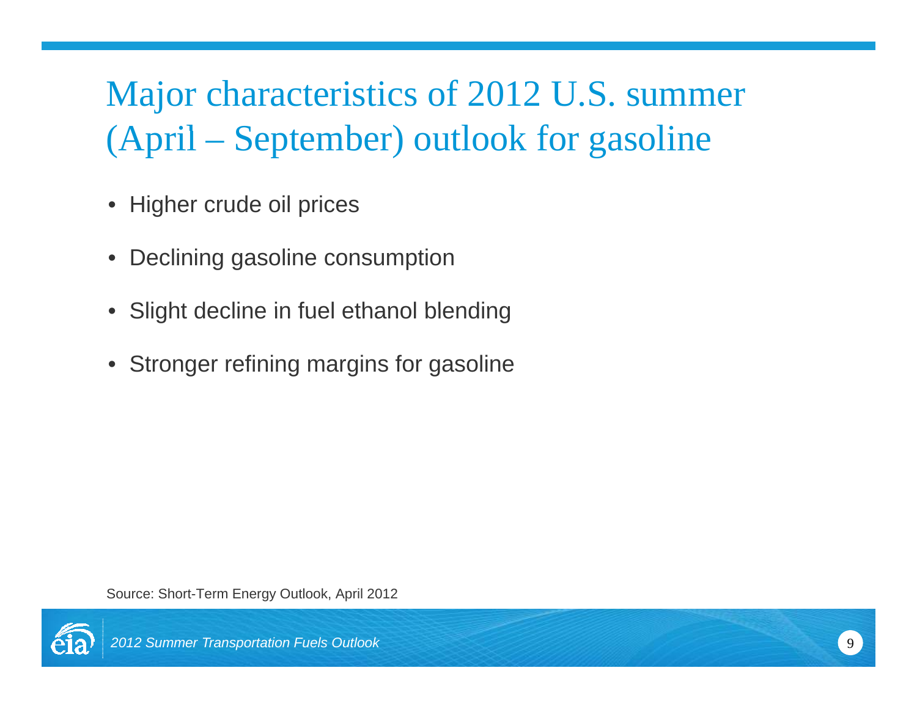# Major characteristics of 2012 U.S. summer (April – September) outlook for gasoline

- Higher crude oil prices
- Declining gasoline consumption
- Slight decline in fuel ethanol blending
- Stronger refining margins for gasoline

Source: Short-Term Energy Outlook, April 2012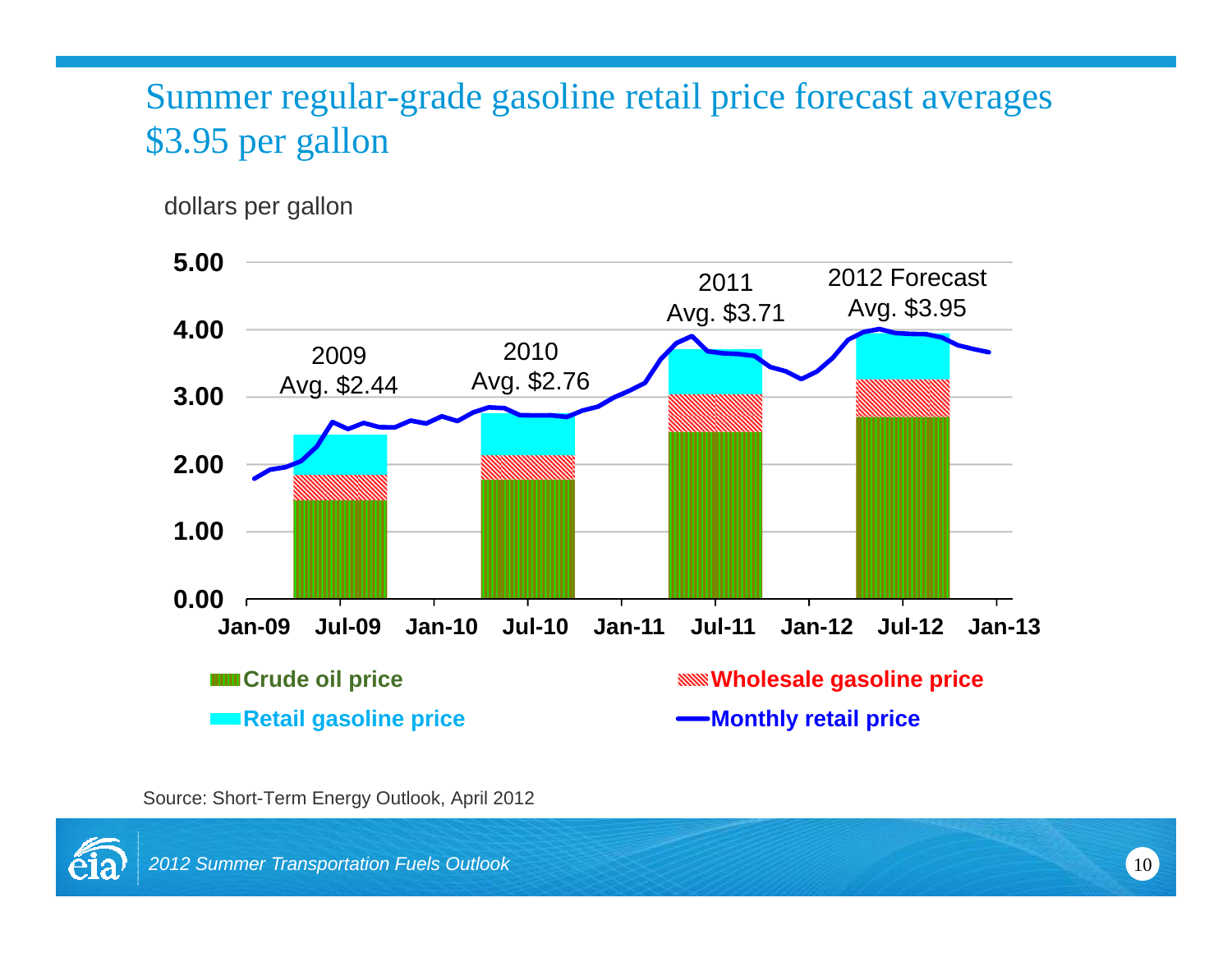# Summer regular-grade gasoline retail price forecast averages $3.95 per gallon

dollars per gallon

| | 2009 | 2010 | 2011 | 2012 Forecast |
|---|---|---|---|---|
| Avg. | $2.44 | $2.76 | $3.71 | $3.95 |

Y-axis: 0.00, 1.00, 2.00, 3.00, 4.00, 5.00

X-axis: Jan-09, Jul-09, Jan-10, Jul-10, Jan-11, Jul-11, Jan-12, Jul-12, Jan-13

Legend: **Crude oil price** | **Wholesale gasoline price** | **Retail gasoline price** | **Monthly retail price**

Source: Short-Term Energy Outlook, April 2012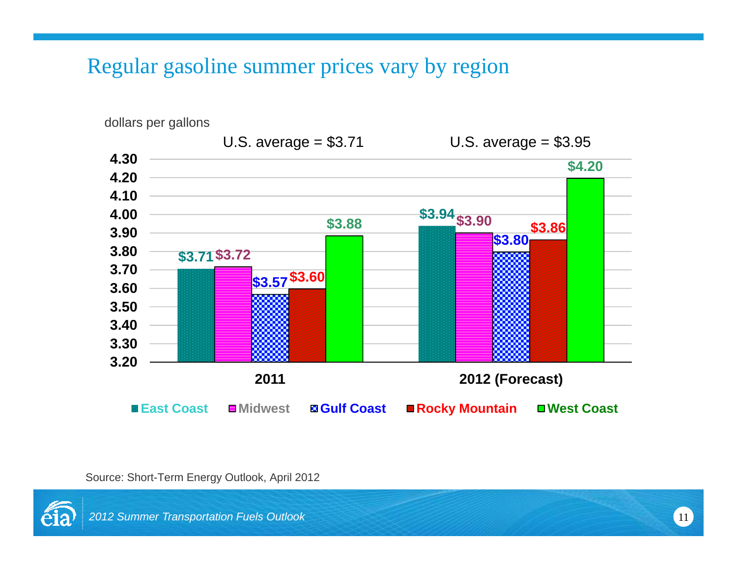# Regular gasoline summer prices vary by region

dollars per gallons

| | East Coast | Midwest | Gulf Coast | Rocky Mountain | West Coast |
|---|---|---|---|---|---|
| 2011 (U.S. average = $3.71) | $3.71 | $3.72 | $3.57 | $3.60 | $3.88 |
| 2012 (Forecast) (U.S. average = $3.95) | $3.94 | $3.90 | $3.80 | $3.86 | $4.20 |

Source: Short-Term Energy Outlook, April 2012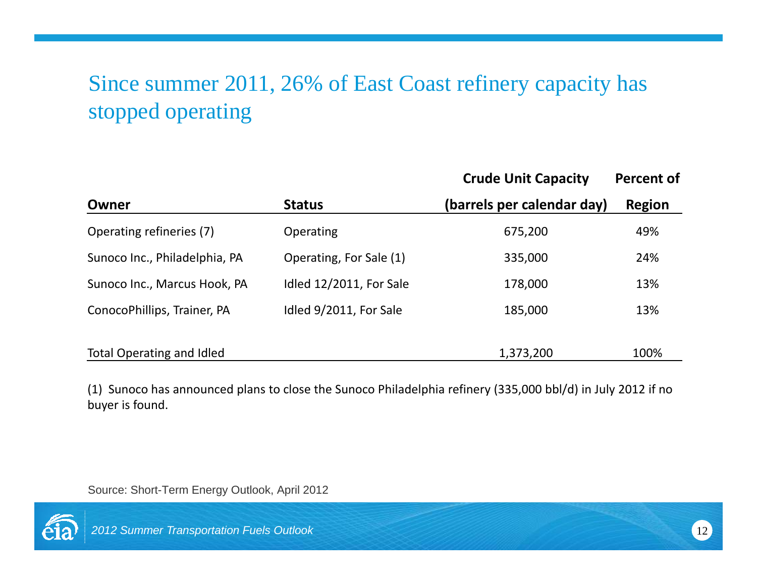# Since summer 2011, 26% of East Coast refinery capacity has stopped operating

| Owner | Status | Crude Unit Capacity (barrels per calendar day) | Percent of Region |
|---|---|---|---|
| Operating refineries (7) | Operating | 675,200 | 49% |
| Sunoco Inc., Philadelphia, PA | Operating, For Sale (1) | 335,000 | 24% |
| Sunoco Inc., Marcus Hook, PA | Idled 12/2011, For Sale | 178,000 | 13% |
| ConocoPhillips, Trainer, PA | Idled 9/2011, For Sale | 185,000 | 13% |
| Total Operating and Idled | | 1,373,200 | 100% |

(1) Sunoco has announced plans to close the Sunoco Philadelphia refinery (335,000 bbl/d) in July 2012 if no buyer is found.

Source: Short-Term Energy Outlook, April 2012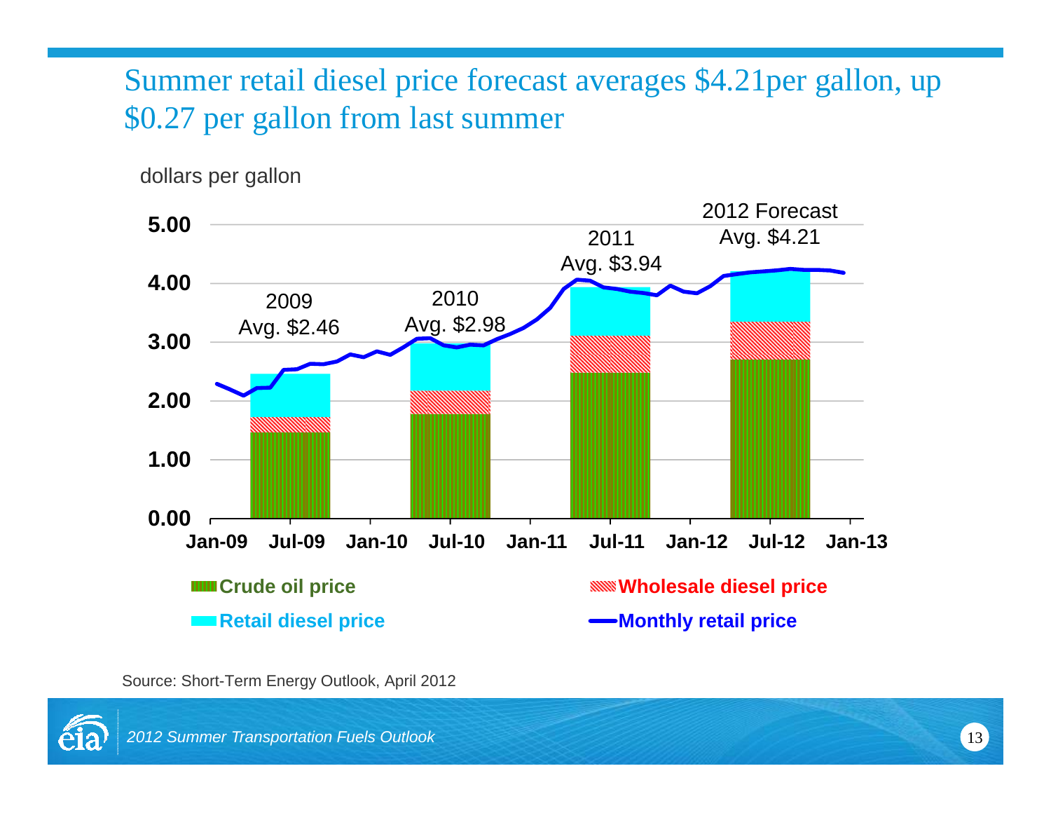# Summer retail diesel price forecast averages $4.21per gallon, up $0.27 per gallon from last summer

dollars per gallon

| | Avg. |
|---|---|
| 2009 | $2.46 |
| 2010 | $2.98 |
| 2011 | $3.94 |
| 2012 Forecast | $4.21 |

Legend: Crude oil price; Wholesale diesel price; Retail diesel price; Monthly retail price

Source: Short-Term Energy Outlook, April 2012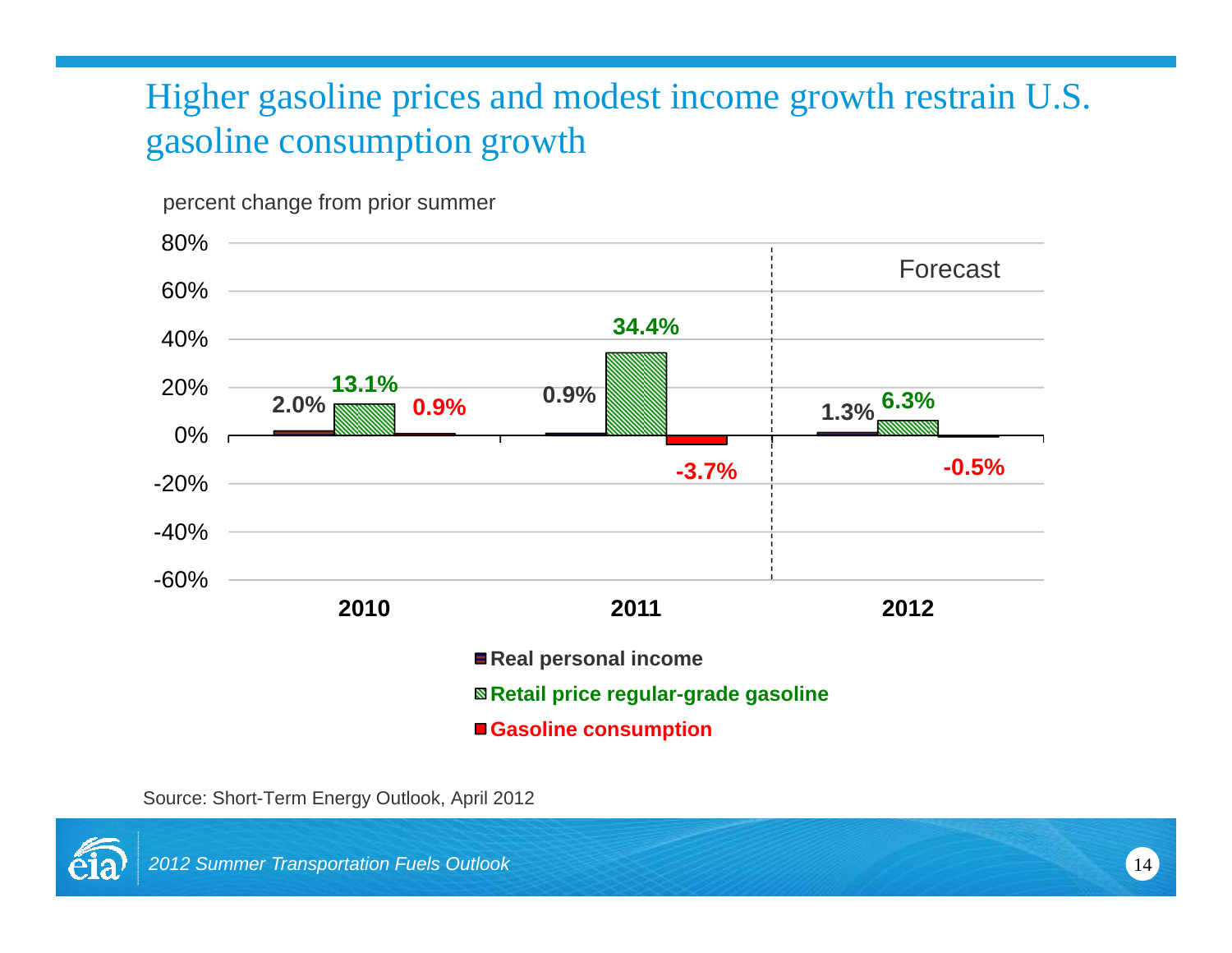# Higher gasoline prices and modest income growth restrain U.S. gasoline consumption growth

percent change from prior summer

| | 2010 | 2011 | 2012 (Forecast) |
|---|---|---|---|
| Real personal income | 2.0% | 0.9% | 1.3% |
| Retail price regular-grade gasoline | 13.1% | 34.4% | 6.3% |
| Gasoline consumption | 0.9% | -3.7% | -0.5% |

Source: Short-Term Energy Outlook, April 2012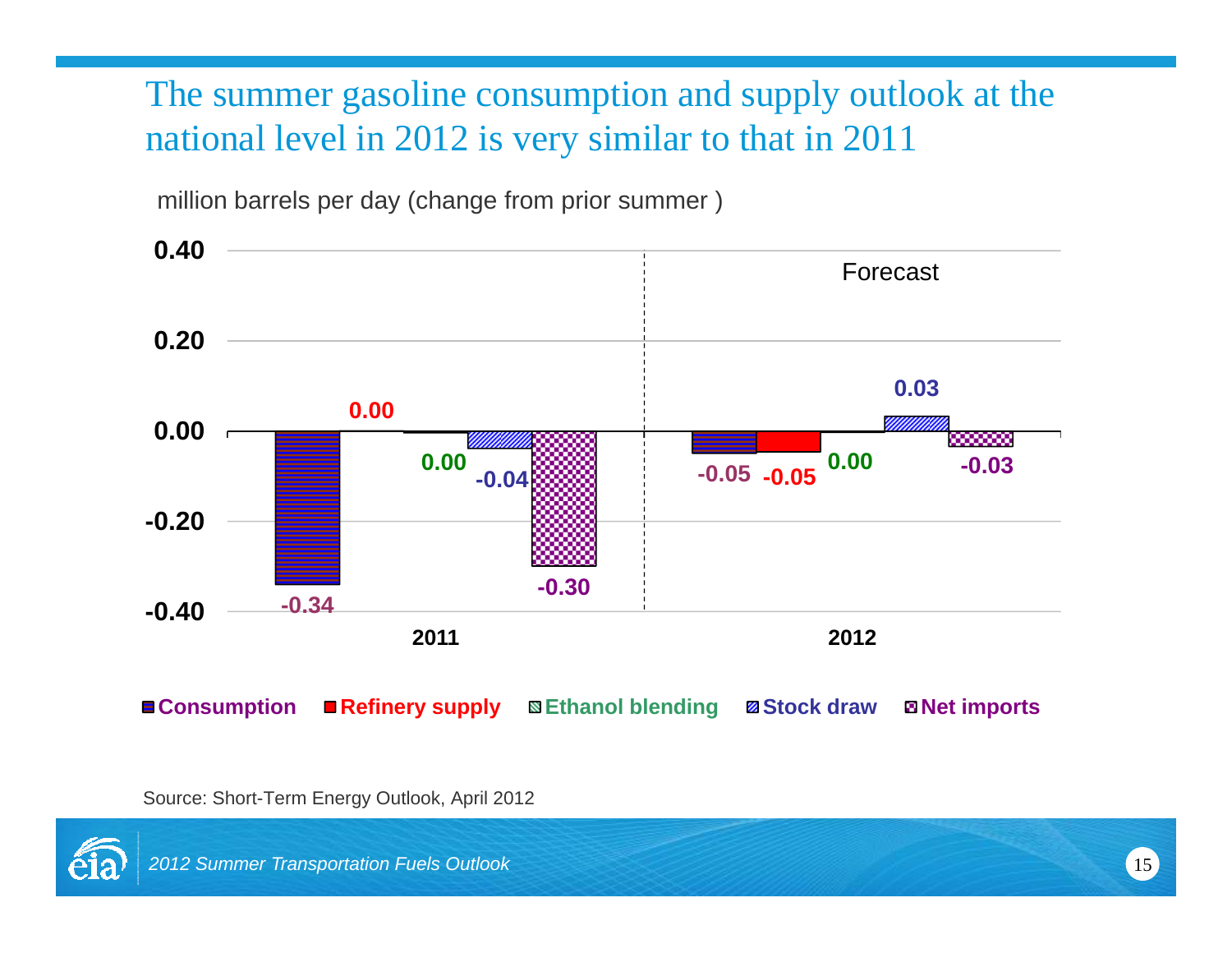# The summer gasoline consumption and supply outlook at the national level in 2012 is very similar to that in 2011

million barrels per day (change from prior summer )

| | Consumption | Refinery supply | Ethanol blending | Stock draw | Net imports |
|---|---|---|---|---|---|
| 2011 | -0.34 | 0.00 | 0.00 | -0.04 | -0.30 |
| 2012 (Forecast) | -0.05 | -0.05 | 0.00 | 0.03 | -0.03 |

Source: Short-Term Energy Outlook, April 2012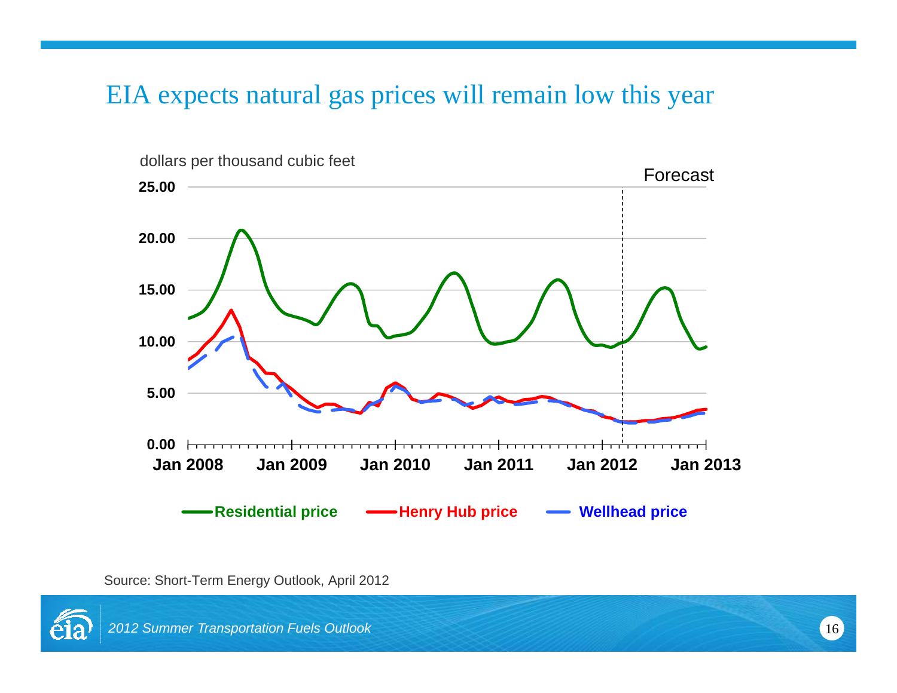# EIA expects natural gas prices will remain low this year

dollars per thousand cubic feet

Forecast

25.00
20.00
15.00
10.00
5.00
0.00

Jan 2008 Jan 2009 Jan 2010 Jan 2011 Jan 2012 Jan 2013

**Residential price** **Henry Hub price** **Wellhead price**

Source: Short-Term Energy Outlook, April 2012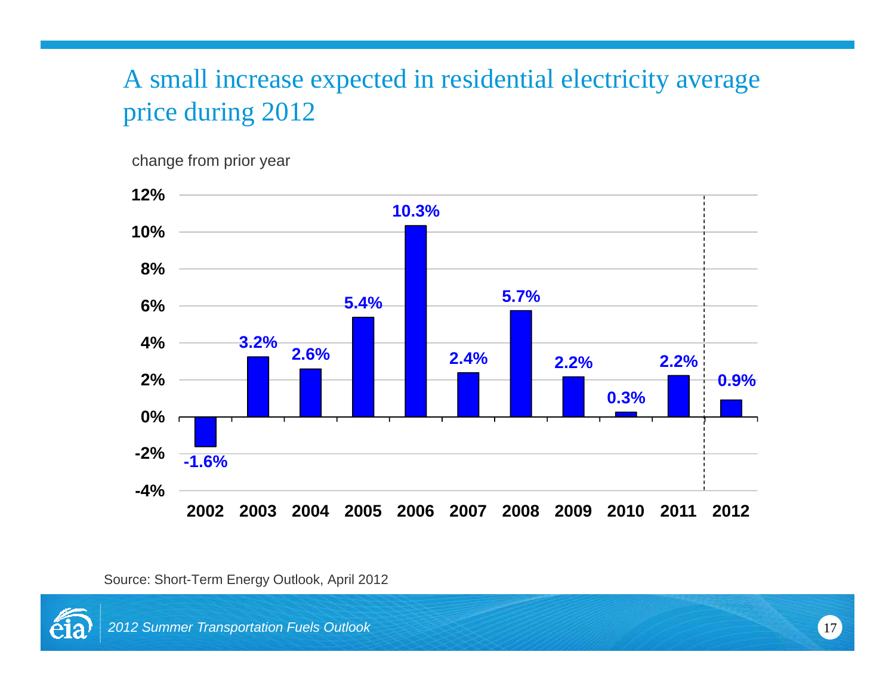# A small increase expected in residential electricity average price during 2012

change from prior year

| Year | Change |
|---|---|
| 2002 | -1.6% |
| 2003 | 3.2% |
| 2004 | 2.6% |
| 2005 | 5.4% |
| 2006 | 10.3% |
| 2007 | 2.4% |
| 2008 | 5.7% |
| 2009 | 2.2% |
| 2010 | 0.3% |
| 2011 | 2.2% |
| 2012 | 0.9% |

Source: Short-Term Energy Outlook, April 2012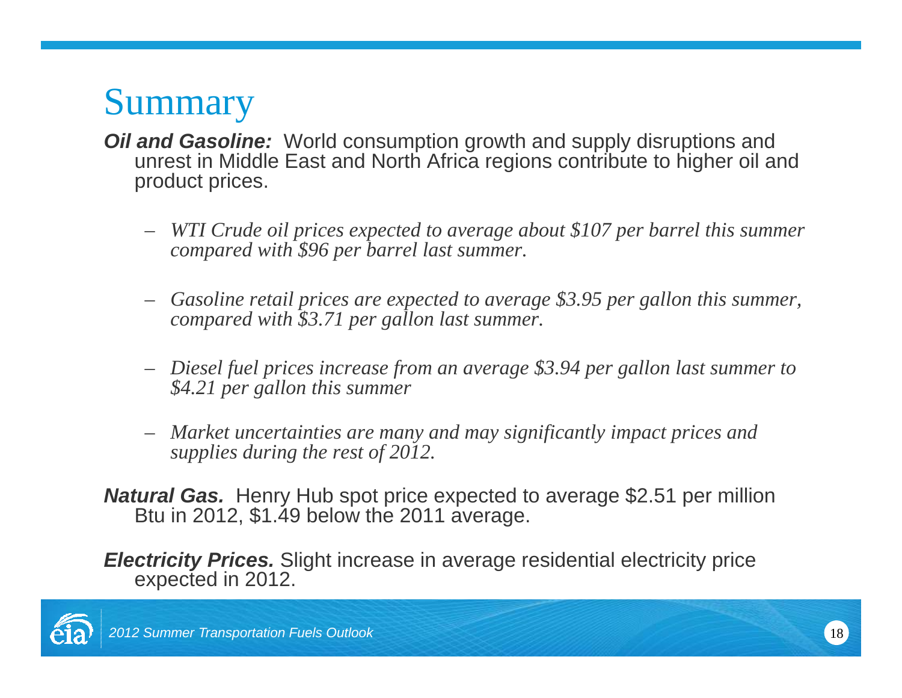# Summary

***Oil and Gasoline:*** World consumption growth and supply disruptions and unrest in Middle East and North Africa regions contribute to higher oil and product prices.

- *WTI Crude oil prices expected to average about $107 per barrel this summer compared with $96 per barrel last summer.*
- *Gasoline retail prices are expected to average $3.95 per gallon this summer, compared with $3.71 per gallon last summer.*
- *Diesel fuel prices increase from an average $3.94 per gallon last summer to $4.21 per gallon this summer*
- *Market uncertainties are many and may significantly impact prices and supplies during the rest of 2012.*

***Natural Gas.*** Henry Hub spot price expected to average $2.51 per million Btu in 2012, $1.49 below the 2011 average.

***Electricity Prices.*** Slight increase in average residential electricity price expected in 2012.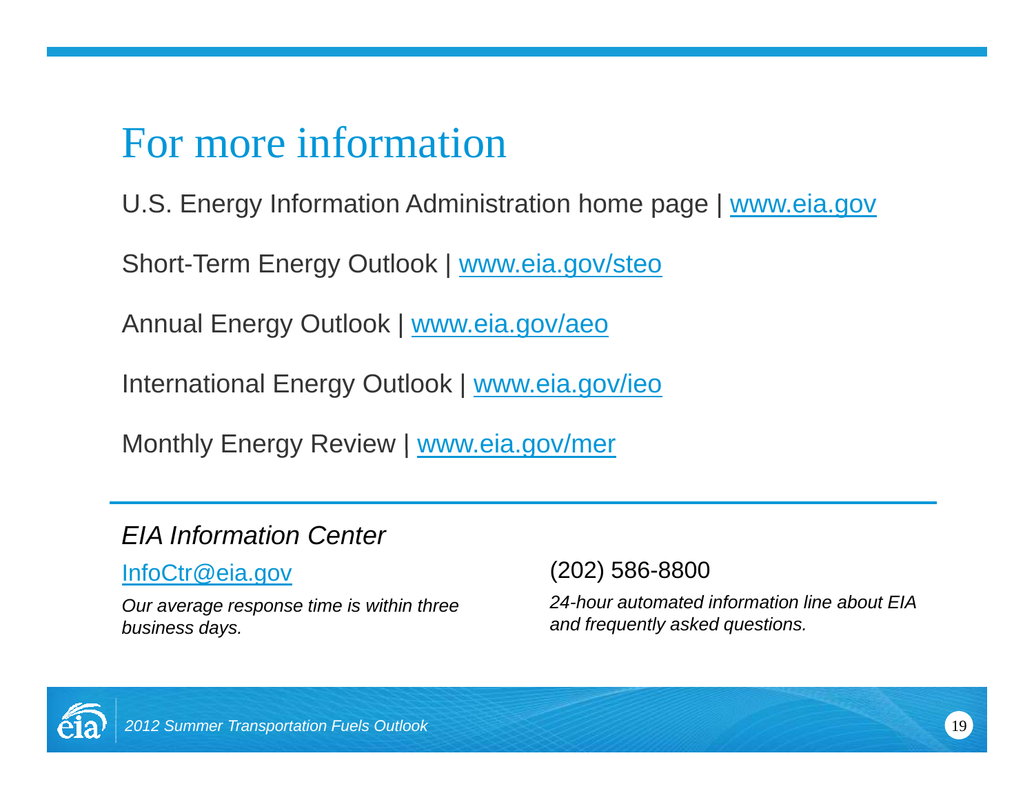# For more information

U.S. Energy Information Administration home page | www.eia.gov

Short-Term Energy Outlook | www.eia.gov/steo

Annual Energy Outlook | www.eia.gov/aeo

International Energy Outlook | www.eia.gov/ieo

Monthly Energy Review | www.eia.gov/mer

*EIA Information Center*

InfoCtr@eia.gov

*Our average response time is within three business days.*

(202) 586-8800

*24-hour automated information line about EIA and frequently asked questions.*